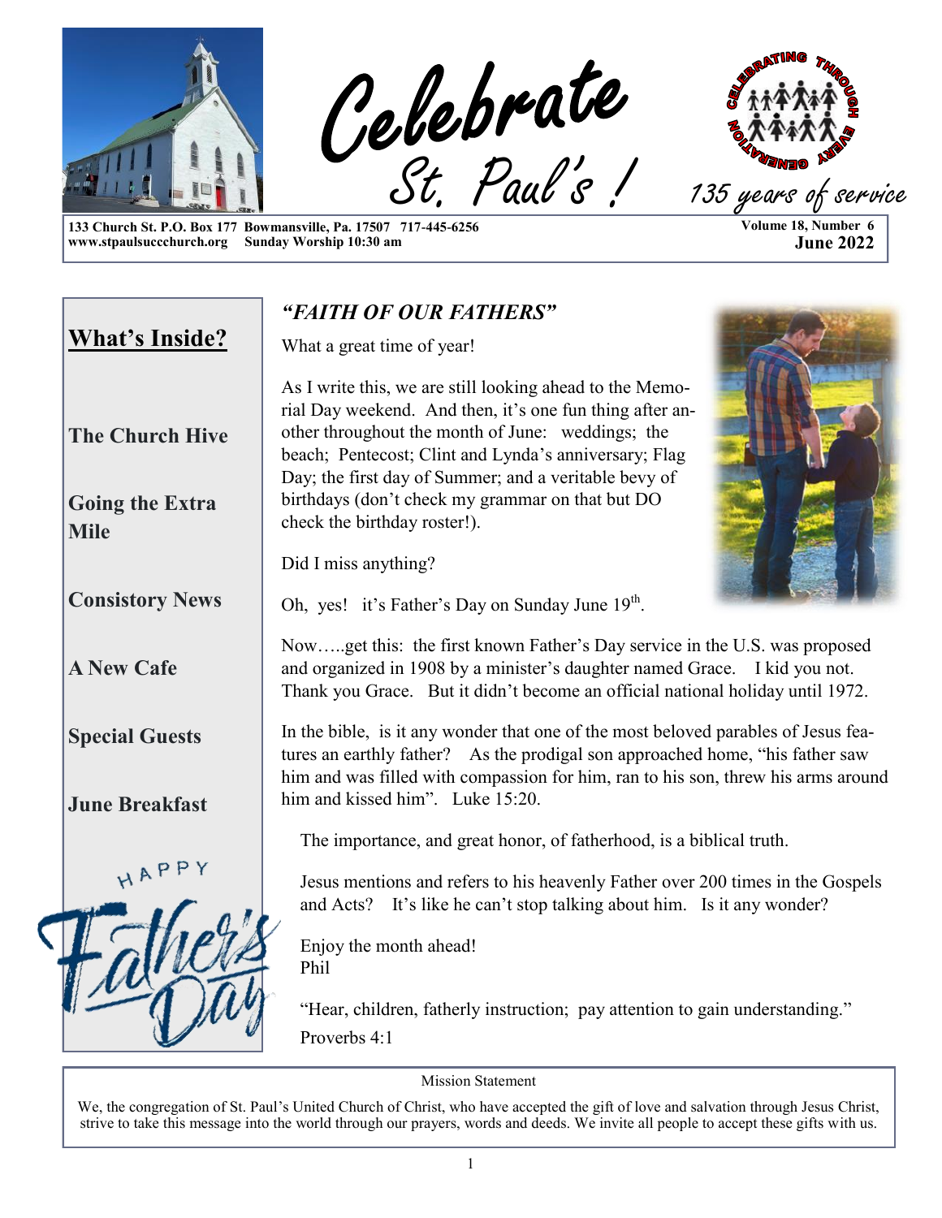# Celebrate St. Paul's !

135 years of service

133 Church St. P.O. Box 177 Bowmansville, Pa. 17507 717-445-6256
www.stpaulsuccchurch.org Sunday Worship 10:30 am

**Volume 18, Number 6**
**June 2022**

## What's Inside?

**The Church Hive**

**Going the Extra Mile**

**Consistory News**

**A New Cafe**

**Special Guests**

**June Breakfast**

HAPPY Father's Day

## *"FAITH OF OUR FATHERS"*

What a great time of year!

As I write this, we are still looking ahead to the Memorial Day weekend. And then, it's one fun thing after another throughout the month of June: weddings; the beach; Pentecost; Clint and Lynda's anniversary; Flag Day; the first day of Summer; and a veritable bevy of birthdays (don't check my grammar on that but DO check the birthday roster!).

Did I miss anything?

Oh, yes! it's Father's Day on Sunday June 19th.

Now…..get this: the first known Father's Day service in the U.S. was proposed and organized in 1908 by a minister's daughter named Grace. I kid you not. Thank you Grace. But it didn't become an official national holiday until 1972.

In the bible, is it any wonder that one of the most beloved parables of Jesus features an earthly father? As the prodigal son approached home, "his father saw him and was filled with compassion for him, ran to his son, threw his arms around him and kissed him". Luke 15:20.

The importance, and great honor, of fatherhood, is a biblical truth.

Jesus mentions and refers to his heavenly Father over 200 times in the Gospels and Acts? It's like he can't stop talking about him. Is it any wonder?

Enjoy the month ahead!
Phil

"Hear, children, fatherly instruction; pay attention to gain understanding."
Proverbs 4:1

Mission Statement

We, the congregation of St. Paul's United Church of Christ, who have accepted the gift of love and salvation through Jesus Christ, strive to take this message into the world through our prayers, words and deeds. We invite all people to accept these gifts with us.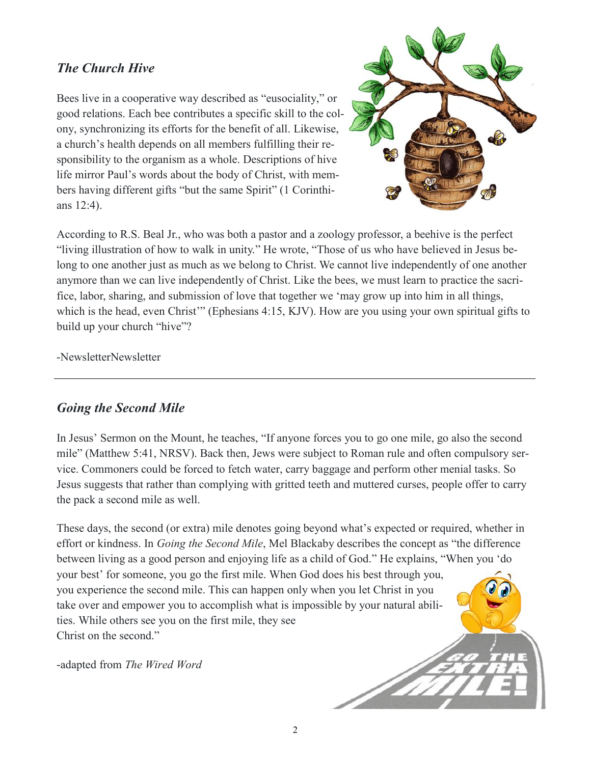### *The Church Hive*

Bees live in a cooperative way described as "eusociality," or good relations. Each bee contributes a specific skill to the colony, synchronizing its efforts for the benefit of all. Likewise, a church's health depends on all members fulfilling their responsibility to the organism as a whole. Descriptions of hive life mirror Paul's words about the body of Christ, with members having different gifts "but the same Spirit" (1 Corinthians 12:4).

According to R.S. Beal Jr., who was both a pastor and a zoology professor, a beehive is the perfect "living illustration of how to walk in unity." He wrote, "Those of us who have believed in Jesus belong to one another just as much as we belong to Christ. We cannot live independently of one another anymore than we can live independently of Christ. Like the bees, we must learn to practice the sacrifice, labor, sharing, and submission of love that together we 'may grow up into him in all things, which is the head, even Christ'" (Ephesians 4:15, KJV). How are you using your own spiritual gifts to build up your church "hive"?

-NewsletterNewsletter

---

### *Going the Second Mile*

In Jesus' Sermon on the Mount, he teaches, "If anyone forces you to go one mile, go also the second mile" (Matthew 5:41, NRSV). Back then, Jews were subject to Roman rule and often compulsory service. Commoners could be forced to fetch water, carry baggage and perform other menial tasks. So Jesus suggests that rather than complying with gritted teeth and muttered curses, people offer to carry the pack a second mile as well.

These days, the second (or extra) mile denotes going beyond what's expected or required, whether in effort or kindness. In *Going the Second Mile*, Mel Blackaby describes the concept as "the difference between living as a good person and enjoying life as a child of God." He explains, "When you 'do your best' for someone, you go the first mile. When God does his best through you, you experience the second mile. This can happen only when you let Christ in you take over and empower you to accomplish what is impossible by your natural abilities. While others see you on the first mile, they see Christ on the second."

-adapted from *The Wired Word*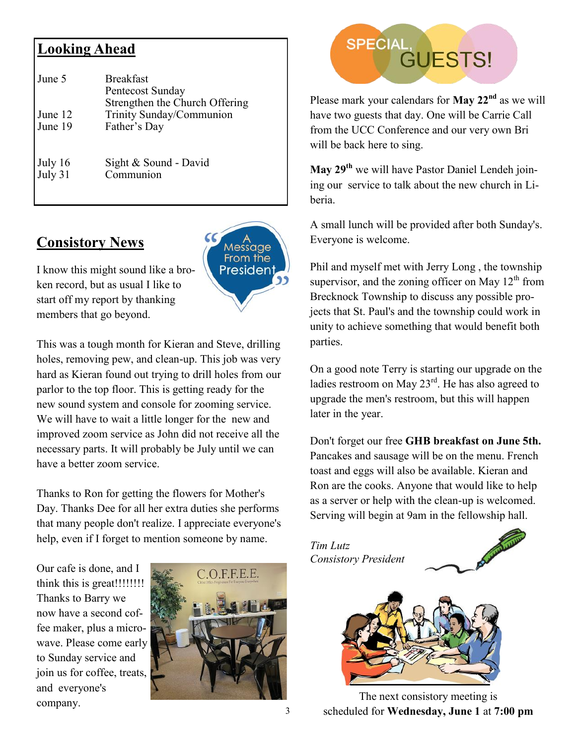## Looking Ahead

| | |
|---|---|
| June 5 | Breakfast |
| | Pentecost Sunday |
| | Strengthen the Church Offering |
| June 12 | Trinity Sunday/Communion |
| June 19 | Father's Day |
| July 16 | Sight & Sound - David |
| July 31 | Communion |

## Consistory News

A Message From the President

I know this might sound like a broken record, but as usual I like to start off my report by thanking members that go beyond.

This was a tough month for Kieran and Steve, drilling holes, removing pew, and clean-up. This job was very hard as Kieran found out trying to drill holes from our parlor to the top floor. This is getting ready for the new sound system and console for zooming service. We will have to wait a little longer for the new and improved zoom service as John did not receive all the necessary parts. It will probably be July until we can have a better zoom service.

Thanks to Ron for getting the flowers for Mother's Day. Thanks Dee for all her extra duties she performs that many people don't realize. I appreciate everyone's help, even if I forget to mention someone by name.

Our cafe is done, and I think this is great!!!!!!!! Thanks to Barry we now have a second coffee maker, plus a microwave. Please come early to Sunday service and join us for coffee, treats, and everyone's company.

## SPECIAL GUESTS!

Please mark your calendars for **May 22nd** as we will have two guests that day. One will be Carrie Call from the UCC Conference and our very own Bri will be back here to sing.

**May 29th** we will have Pastor Daniel Lendeh joining our service to talk about the new church in Liberia.

A small lunch will be provided after both Sunday's. Everyone is welcome.

Phil and myself met with Jerry Long , the township supervisor, and the zoning officer on May 12th from Brecknock Township to discuss any possible projects that St. Paul's and the township could work in unity to achieve something that would benefit both parties.

On a good note Terry is starting our upgrade on the ladies restroom on May 23rd. He has also agreed to upgrade the men's restroom, but this will happen later in the year.

Don't forget our free **GHB breakfast on June 5th.** Pancakes and sausage will be on the menu. French toast and eggs will also be available. Kieran and Ron are the cooks. Anyone that would like to help as a server or help with the clean-up is welcomed. Serving will begin at 9am in the fellowship hall.

*Tim Lutz*
*Consistory President*

The next consistory meeting is scheduled for **Wednesday, June 1** at **7:00 pm**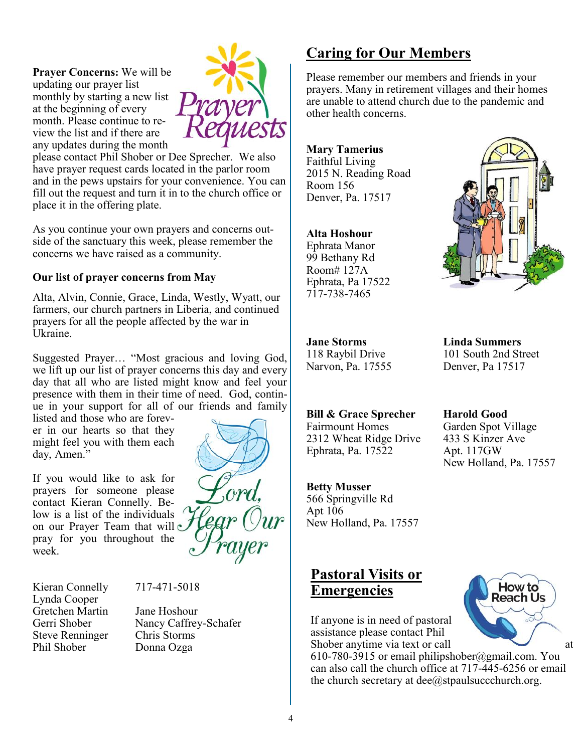**Prayer Concerns:** We will be updating our prayer list monthly by starting a new list at the beginning of every month. Please continue to review the list and if there are any updates during the month please contact Phil Shober or Dee Sprecher. We also have prayer request cards located in the parlor room and in the pews upstairs for your convenience. You can fill out the request and turn it in to the church office or place it in the offering plate.

As you continue your own prayers and concerns outside of the sanctuary this week, please remember the concerns we have raised as a community.

**Our list of prayer concerns from May**

Alta, Alvin, Connie, Grace, Linda, Westly, Wyatt, our farmers, our church partners in Liberia, and continued prayers for all the people affected by the war in Ukraine.

Suggested Prayer… "Most gracious and loving God, we lift up our list of prayer concerns this day and every day that all who are listed might know and feel your presence with them in their time of need. God, continue in your support for all of our friends and family listed and those who are forever in our hearts so that they might feel you with them each day, Amen."

If you would like to ask for prayers for someone please contact Kieran Connelly. Below is a list of the individuals on our Prayer Team that will pray for you throughout the week.

Kieran Connelly 717-471-5018
Lynda Cooper
Gretchen Martin
Gerri Shober
Steve Renninger
Phil Shober
Jane Hoshour
Nancy Caffrey-Schafer
Chris Storms
Donna Ozga

## Caring for Our Members

Please remember our members and friends in your prayers. Many in retirement villages and their homes are unable to attend church due to the pandemic and other health concerns.

**Mary Tamerius**
Faithful Living
2015 N. Reading Road
Room 156
Denver, Pa. 17517

**Alta Hoshour**
Ephrata Manor
99 Bethany Rd
Room# 127A
Ephrata, Pa 17522
717-738-7465

**Jane Storms**
118 Raybil Drive
Narvon, Pa. 17555

**Linda Summers**
101 South 2nd Street
Denver, Pa 17517

**Bill & Grace Sprecher**
Fairmount Homes
2312 Wheat Ridge Drive
Ephrata, Pa. 17522

**Harold Good**
Garden Spot Village
433 S Kinzer Ave
Apt. 117GW
New Holland, Pa. 17557

**Betty Musser**
566 Springville Rd
Apt 106
New Holland, Pa. 17557

## Pastoral Visits or Emergencies

If anyone is in need of pastoral assistance please contact Phil Shober anytime via text or call at 610-780-3915 or email philipshober@gmail.com. You can also call the church office at 717-445-6256 or email the church secretary at dee@stpaulsuccchurch.org.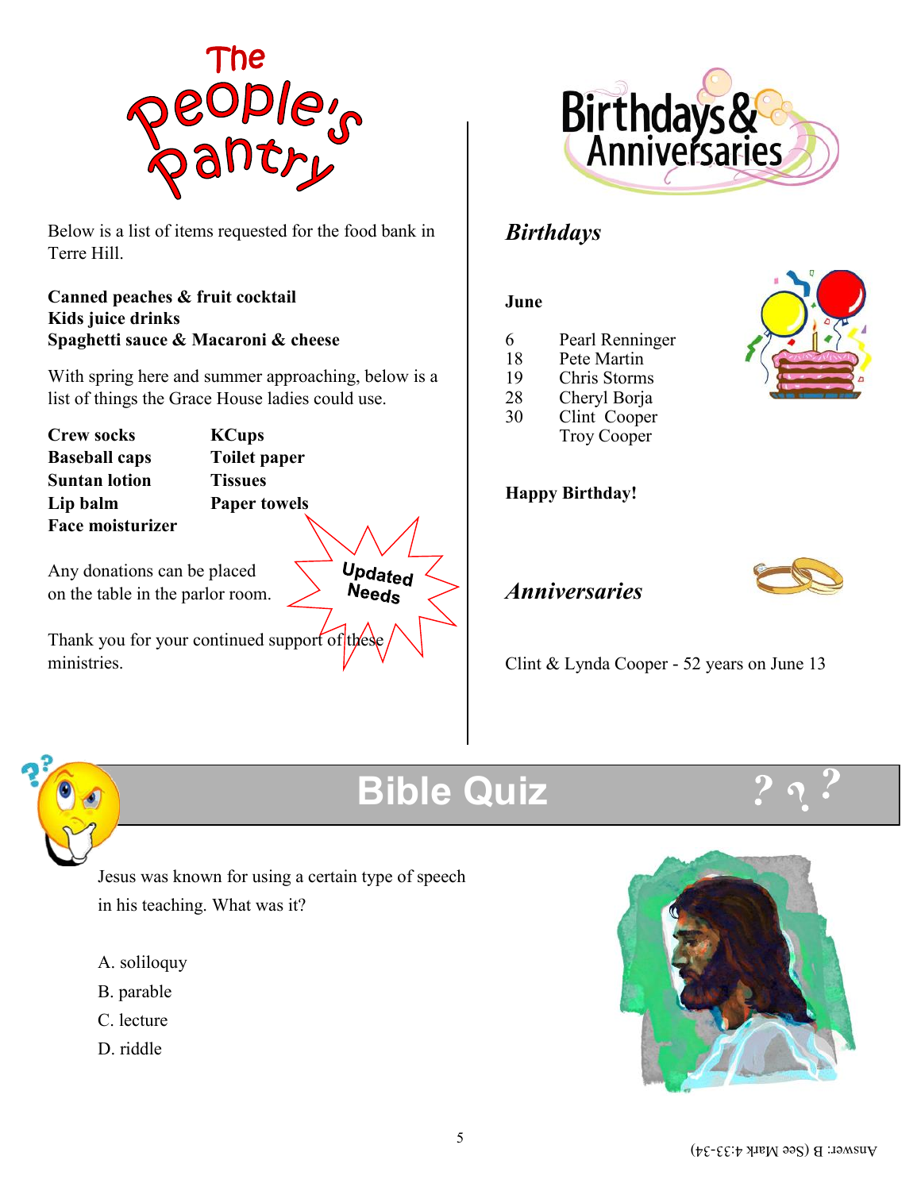# The People's Pantry

Below is a list of items requested for the food bank in Terre Hill.

**Canned peaches & fruit cocktail**
**Kids juice drinks**
**Spaghetti sauce & Macaroni & cheese**

With spring here and summer approaching, below is a list of things the Grace House ladies could use.

| | |
|---|---|
| **Crew socks** | **KCups** |
| **Baseball caps** | **Toilet paper** |
| **Suntan lotion** | **Tissues** |
| **Lip balm** | **Paper towels** |
| **Face moisturizer** | |

Updated Needs

Any donations can be placed on the table in the parlor room.

Thank you for your continued support of these ministries.

# Birthdays & Anniversaries

## *Birthdays*

**June**

| | |
|---|---|
| 6 | Pearl Renninger |
| 18 | Pete Martin |
| 19 | Chris Storms |
| 28 | Cheryl Borja |
| 30 | Clint Cooper |
| | Troy Cooper |

**Happy Birthday!**

## *Anniversaries*

Clint & Lynda Cooper - 52 years on June 13

# Bible Quiz

Jesus was known for using a certain type of speech in his teaching. What was it?

A. soliloquy
B. parable
C. lecture
D. riddle

Answer: B (See Mark 4:33-34)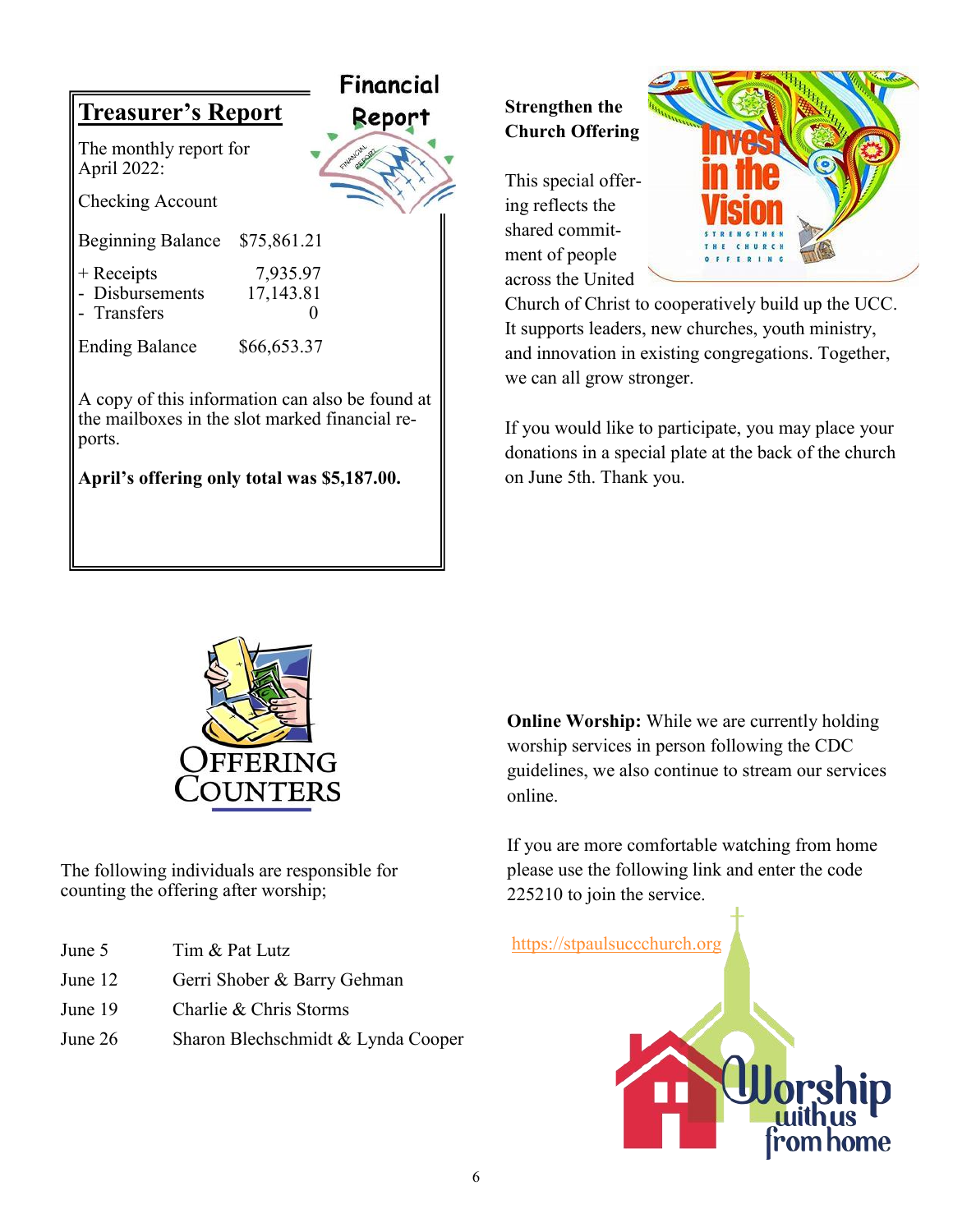## Treasurer's Report

Financial Report

The monthly report for April 2022:

Checking Account

| | |
|---|---|
| Beginning Balance | $75,861.21 |
| + Receipts | 7,935.97 |
| - Disbursements | 17,143.81 |
| - Transfers | 0 |
| Ending Balance | $66,653.37 |

A copy of this information can also be found at the mailboxes in the slot marked financial reports.

**April's offering only total was $5,187.00.**

**Strengthen the Church Offering**

Invest in the Vision — Strengthen the Church Offering

This special offering reflects the shared commitment of people across the United Church of Christ to cooperatively build up the UCC. It supports leaders, new churches, youth ministry, and innovation in existing congregations. Together, we can all grow stronger.

If you would like to participate, you may place your donations in a special plate at the back of the church on June 5th. Thank you.

## Offering Counters

The following individuals are responsible for counting the offering after worship;

| | |
|---|---|
| June 5 | Tim & Pat Lutz |
| June 12 | Gerri Shober & Barry Gehman |
| June 19 | Charlie & Chris Storms |
| June 26 | Sharon Blechschmidt & Lynda Cooper |

**Online Worship:** While we are currently holding worship services in person following the CDC guidelines, we also continue to stream our services online.

If you are more comfortable watching from home please use the following link and enter the code 225210 to join the service.

https://stpaulsuccchurch.org

Worship with us from home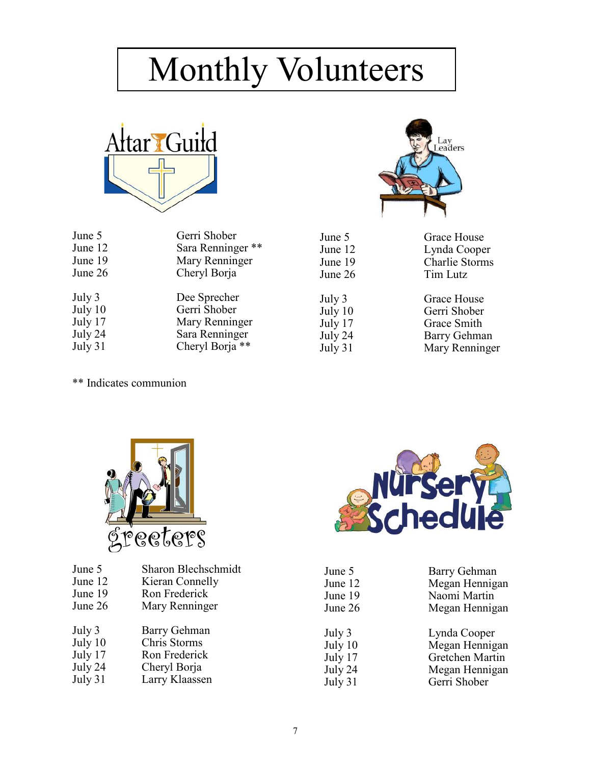# Monthly Volunteers

## Altar Guild

| Date | Volunteer |
|---|---|
| June 5 | Gerri Shober |
| June 12 | Sara Renninger ** |
| June 19 | Mary Renninger |
| June 26 | Cheryl Borja |
| July 3 | Dee Sprecher |
| July 10 | Gerri Shober |
| July 17 | Mary Renninger |
| July 24 | Sara Renninger |
| July 31 | Cheryl Borja ** |

** Indicates communion

## Lay Leaders

| Date | Volunteer |
|---|---|
| June 5 | Grace House |
| June 12 | Lynda Cooper |
| June 19 | Charlie Storms |
| June 26 | Tim Lutz |
| July 3 | Grace House |
| July 10 | Gerri Shober |
| July 17 | Grace Smith |
| July 24 | Barry Gehman |
| July 31 | Mary Renninger |

## Greeters

| Date | Volunteer |
|---|---|
| June 5 | Sharon Blechschmidt |
| June 12 | Kieran Connelly |
| June 19 | Ron Frederick |
| June 26 | Mary Renninger |
| July 3 | Barry Gehman |
| July 10 | Chris Storms |
| July 17 | Ron Frederick |
| July 24 | Cheryl Borja |
| July 31 | Larry Klaassen |

## Nursery Schedule

| Date | Volunteer |
|---|---|
| June 5 | Barry Gehman |
| June 12 | Megan Hennigan |
| June 19 | Naomi Martin |
| June 26 | Megan Hennigan |
| July 3 | Lynda Cooper |
| July 10 | Megan Hennigan |
| July 17 | Gretchen Martin |
| July 24 | Megan Hennigan |
| July 31 | Gerri Shober |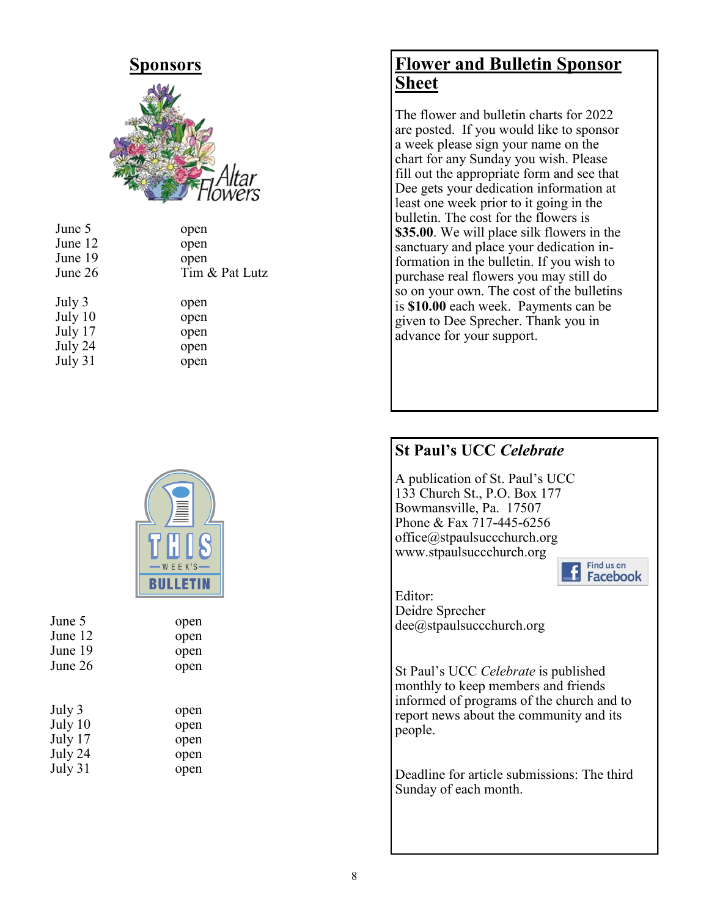## Sponsors

Altar Flowers

| | |
|---|---|
| June 5 | open |
| June 12 | open |
| June 19 | open |
| June 26 | Tim & Pat Lutz |
| July 3 | open |
| July 10 | open |
| July 17 | open |
| July 24 | open |
| July 31 | open |

This Week's Bulletin

| | |
|---|---|
| June 5 | open |
| June 12 | open |
| June 19 | open |
| June 26 | open |
| July 3 | open |
| July 10 | open |
| July 17 | open |
| July 24 | open |
| July 31 | open |

## Flower and Bulletin Sponsor Sheet

The flower and bulletin charts for 2022 are posted. If you would like to sponsor a week please sign your name on the chart for any Sunday you wish. Please fill out the appropriate form and see that Dee gets your dedication information at least one week prior to it going in the bulletin. The cost for the flowers is **$35.00**. We will place silk flowers in the sanctuary and place your dedication information in the bulletin. If you wish to purchase real flowers you may still do so on your own. The cost of the bulletins is **$10.00** each week. Payments can be given to Dee Sprecher. Thank you in advance for your support.

## St Paul's UCC *Celebrate*

A publication of St. Paul's UCC
133 Church St., P.O. Box 177
Bowmansville, Pa. 17507
Phone & Fax 717-445-6256
office@stpaulsuccchurch.org
www.stpaulsuccchurch.org

Find us on Facebook

Editor:
Deidre Sprecher
dee@stpaulsuccchurch.org

St Paul's UCC *Celebrate* is published monthly to keep members and friends informed of programs of the church and to report news about the community and its people.

Deadline for article submissions: The third Sunday of each month.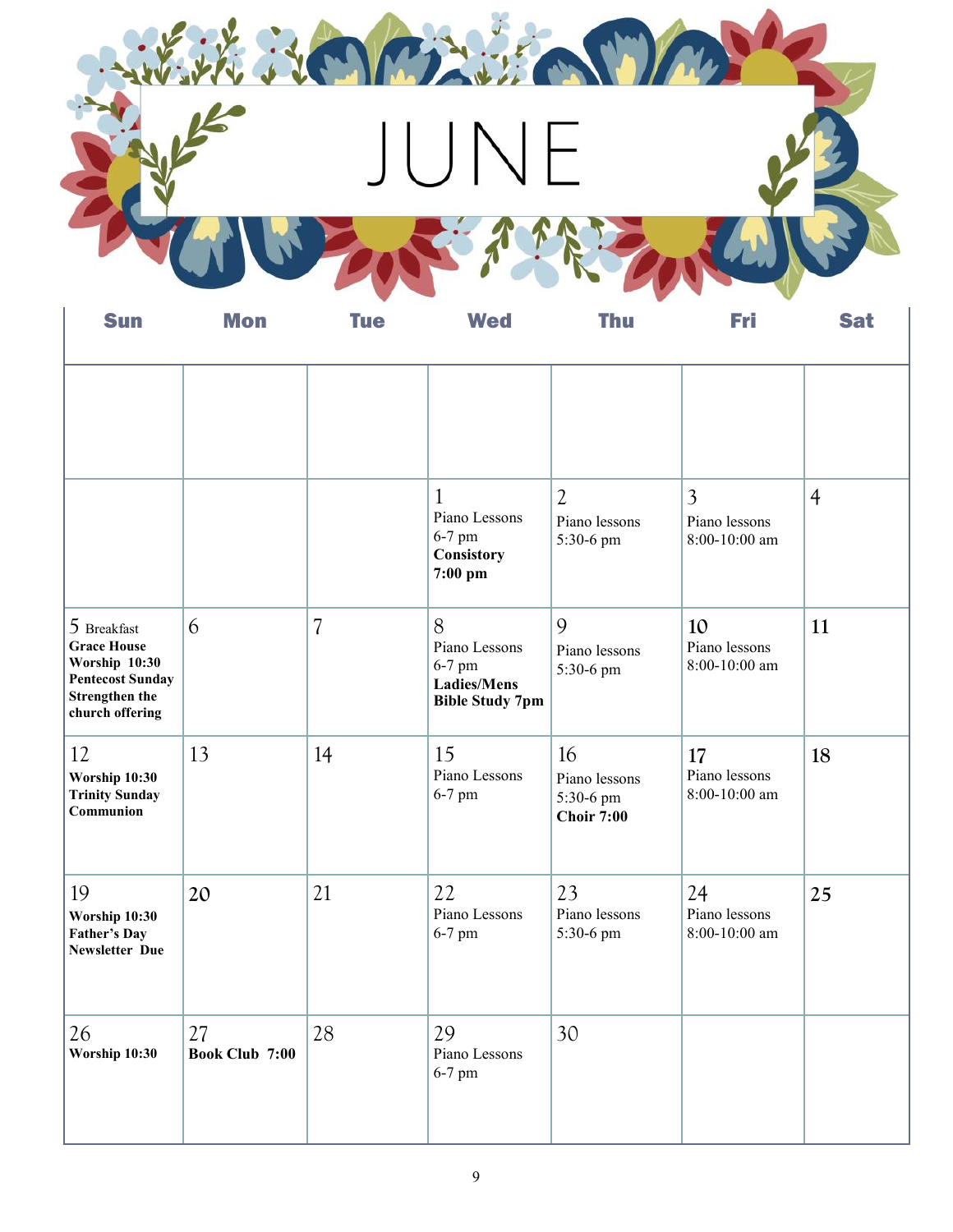# JUNE

| Sun | Mon | Tue | Wed | Thu | Fri | Sat |
|---|---|---|---|---|---|---|
| | | | | | | |
| | | | 1 Piano Lessons 6-7 pm **Consistory 7:00 pm** | 2 Piano lessons 5:30-6 pm | 3 Piano lessons 8:00-10:00 am | 4 |
| 5 Breakfast **Grace House Worship 10:30 Pentecost Sunday Strengthen the church offering** | 6 | 7 | 8 Piano Lessons 6-7 pm **Ladies/Mens Bible Study 7pm** | 9 Piano lessons 5:30-6 pm | 10 Piano lessons 8:00-10:00 am | 11 |
| 12 **Worship 10:30 Trinity Sunday Communion** | 13 | 14 | 15 Piano Lessons 6-7 pm | 16 Piano lessons 5:30-6 pm **Choir 7:00** | 17 Piano lessons 8:00-10:00 am | 18 |
| 19 **Worship 10:30 Father's Day Newsletter Due** | 20 | 21 | 22 Piano Lessons 6-7 pm | 23 Piano lessons 5:30-6 pm | 24 Piano lessons 8:00-10:00 am | 25 |
| 26 **Worship 10:30** | 27 **Book Club 7:00** | 28 | 29 Piano Lessons 6-7 pm | 30 | | |